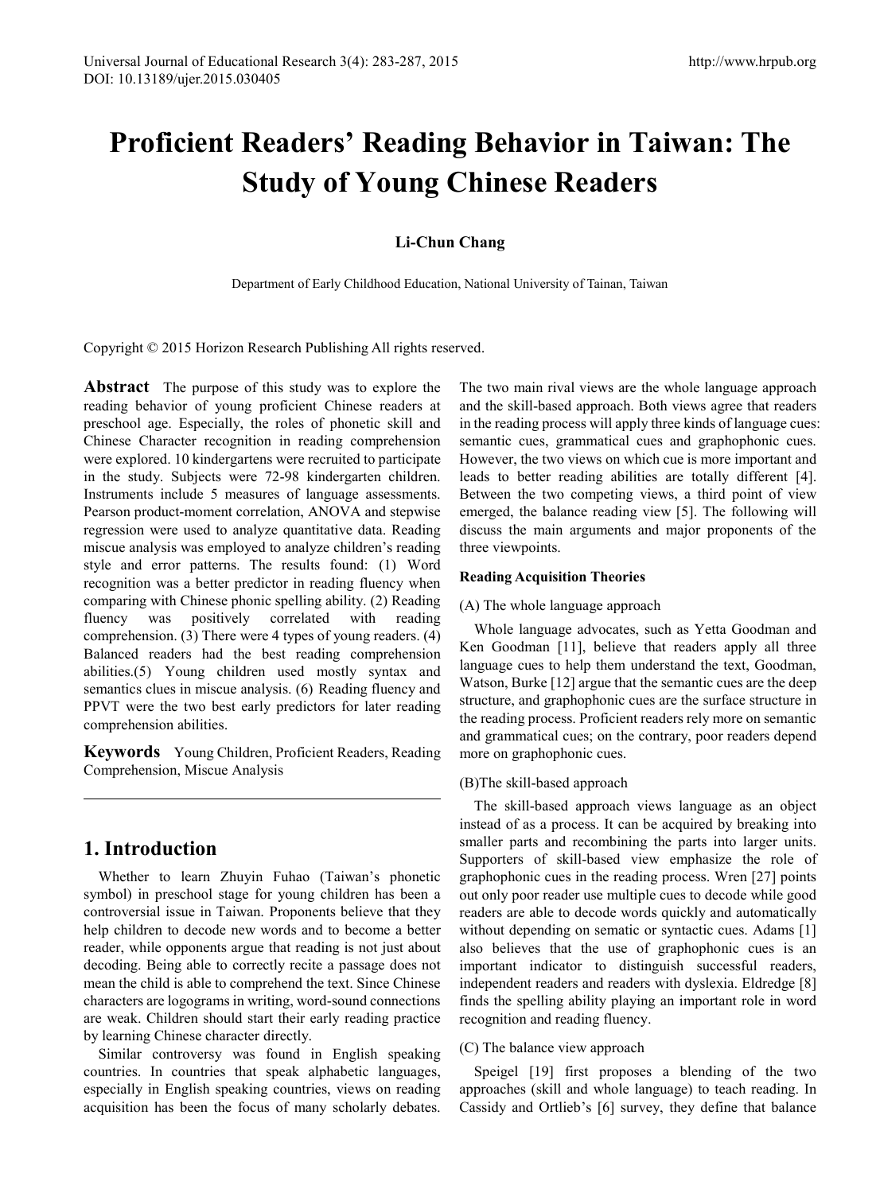# Proficient Readers' Reading Behavior in Taiwan: The Study of Young Chinese Readers

**Li-Chun Chang**

Department of Early Childhood Education, National University of Tainan, Taiwan

Copyright © 2015 Horizon Research Publishing All rights reserved.

**Abstract** The purpose of this study was to explore the reading behavior of young proficient Chinese readers at preschool age. Especially, the roles of phonetic skill and Chinese Character recognition in reading comprehension were explored. 10 kindergartens were recruited to participate in the study. Subjects were 72-98 kindergarten children. Instruments include 5 measures of language assessments. Pearson product-moment correlation, ANOVA and stepwise regression were used to analyze quantitative data. Reading miscue analysis was employed to analyze children's reading style and error patterns. The results found: (1) Word recognition was a better predictor in reading fluency when comparing with Chinese phonic spelling ability. (2) Reading fluency was positively correlated with reading comprehension. (3) There were 4 types of young readers. (4) Balanced readers had the best reading comprehension abilities.(5) Young children used mostly syntax and semantics clues in miscue analysis. (6) Reading fluency and PPVT were the two best early predictors for later reading comprehension abilities.

**Keywords** Young Children, Proficient Readers, Reading Comprehension, Miscue Analysis

## 1. Introduction

Whether to learn Zhuyin Fuhao (Taiwan's phonetic symbol) in preschool stage for young children has been a controversial issue in Taiwan. Proponents believe that they help children to decode new words and to become a better reader, while opponents argue that reading is not just about decoding. Being able to correctly recite a passage does not mean the child is able to comprehend the text. Since Chinese characters are logograms in writing, word-sound connections are weak. Children should start their early reading practice by learning Chinese character directly.

Similar controversy was found in English speaking countries. In countries that speak alphabetic languages, especially in English speaking countries, views on reading acquisition has been the focus of many scholarly debates. The two main rival views are the whole language approach and the skill-based approach. Both views agree that readers in the reading process will apply three kinds of language cues: semantic cues, grammatical cues and graphophonic cues. However, the two views on which cue is more important and leads to better reading abilities are totally different [4]. Between the two competing views, a third point of view emerged, the balance reading view [5]. The following will discuss the main arguments and major proponents of the three viewpoints.

**Reading Acquisition Theories**

(A) The whole language approach

Whole language advocates, such as Yetta Goodman and Ken Goodman [11], believe that readers apply all three language cues to help them understand the text, Goodman, Watson, Burke [12] argue that the semantic cues are the deep structure, and graphophonic cues are the surface structure in the reading process. Proficient readers rely more on semantic and grammatical cues; on the contrary, poor readers depend more on graphophonic cues.

(B)The skill-based approach

The skill-based approach views language as an object instead of as a process. It can be acquired by breaking into smaller parts and recombining the parts into larger units. Supporters of skill-based view emphasize the role of graphophonic cues in the reading process. Wren [27] points out only poor reader use multiple cues to decode while good readers are able to decode words quickly and automatically without depending on sematic or syntactic cues. Adams [1] also believes that the use of graphophonic cues is an important indicator to distinguish successful readers, independent readers and readers with dyslexia. Eldredge [8] finds the spelling ability playing an important role in word recognition and reading fluency.

(C) The balance view approach

Speigel [19] first proposes a blending of the two approaches (skill and whole language) to teach reading. In Cassidy and Ortlieb's [6] survey, they define that balance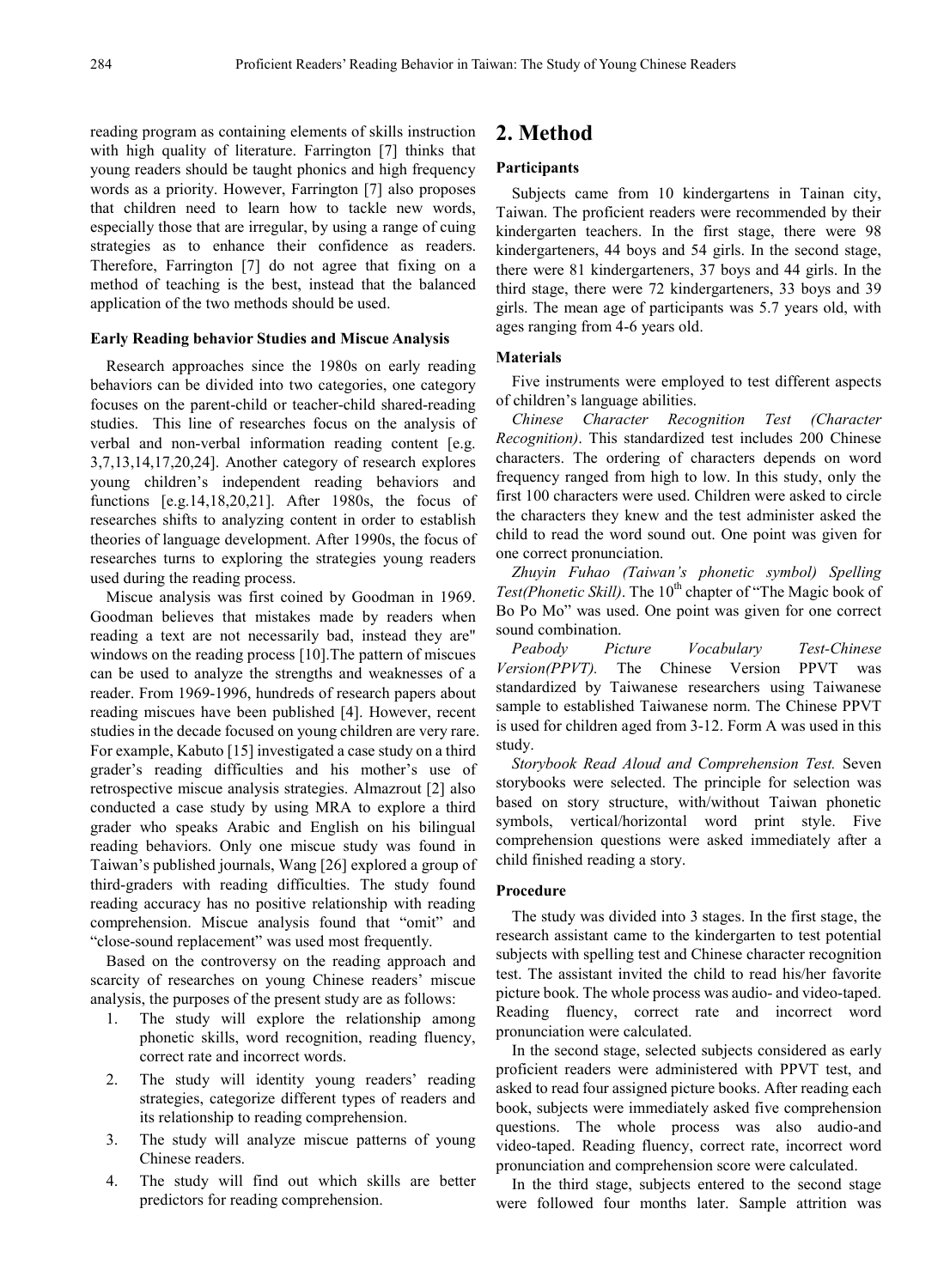reading program as containing elements of skills instruction with high quality of literature. Farrington [7] thinks that young readers should be taught phonics and high frequency words as a priority. However, Farrington [7] also proposes that children need to learn how to tackle new words, especially those that are irregular, by using a range of cuing strategies as to enhance their confidence as readers. Therefore, Farrington [7] do not agree that fixing on a method of teaching is the best, instead that the balanced application of the two methods should be used.

### Early Reading behavior Studies and Miscue Analysis

Research approaches since the 1980s on early reading behaviors can be divided into two categories, one category focuses on the parent-child or teacher-child shared-reading studies. This line of researches focus on the analysis of verbal and non-verbal information reading content [e.g. 3,7,13,14,17,20,24]. Another category of research explores young children's independent reading behaviors and functions [e.g.14,18,20,21]. After 1980s, the focus of researches shifts to analyzing content in order to establish theories of language development. After 1990s, the focus of researches turns to exploring the strategies young readers used during the reading process.

Miscue analysis was first coined by Goodman in 1969. Goodman believes that mistakes made by readers when reading a text are not necessarily bad, instead they are" windows on the reading process [10].The pattern of miscues can be used to analyze the strengths and weaknesses of a reader. From 1969-1996, hundreds of research papers about reading miscues have been published [4]. However, recent studies in the decade focused on young children are very rare. For example, Kabuto [15] investigated a case study on a third grader's reading difficulties and his mother's use of retrospective miscue analysis strategies. Almazrout [2] also conducted a case study by using MRA to explore a third grader who speaks Arabic and English on his bilingual reading behaviors. Only one miscue study was found in Taiwan's published journals, Wang [26] explored a group of third-graders with reading difficulties. The study found reading accuracy has no positive relationship with reading comprehension. Miscue analysis found that "omit" and "close-sound replacement" was used most frequently.

Based on the controversy on the reading approach and scarcity of researches on young Chinese readers' miscue analysis, the purposes of the present study are as follows:

1. The study will explore the relationship among phonetic skills, word recognition, reading fluency, correct rate and incorrect words.
2. The study will identity young readers' reading strategies, categorize different types of readers and its relationship to reading comprehension.
3. The study will analyze miscue patterns of young Chinese readers.
4. The study will find out which skills are better predictors for reading comprehension.

## 2. Method

### Participants

Subjects came from 10 kindergartens in Tainan city, Taiwan. The proficient readers were recommended by their kindergarten teachers. In the first stage, there were 98 kindergarteners, 44 boys and 54 girls. In the second stage, there were 81 kindergarteners, 37 boys and 44 girls. In the third stage, there were 72 kindergarteners, 33 boys and 39 girls. The mean age of participants was 5.7 years old, with ages ranging from 4-6 years old.

### Materials

Five instruments were employed to test different aspects of children's language abilities.

*Chinese Character Recognition Test (Character Recognition)*. This standardized test includes 200 Chinese characters. The ordering of characters depends on word frequency ranged from high to low. In this study, only the first 100 characters were used. Children were asked to circle the characters they knew and the test administer asked the child to read the word sound out. One point was given for one correct pronunciation.

*Zhuyin Fuhao (Taiwan's phonetic symbol) Spelling Test(Phonetic Skill)*. The 10th chapter of "The Magic book of Bo Po Mo" was used. One point was given for one correct sound combination.

*Peabody Picture Vocabulary Test-Chinese Version(PPVT).* The Chinese Version PPVT was standardized by Taiwanese researchers using Taiwanese sample to established Taiwanese norm. The Chinese PPVT is used for children aged from 3-12. Form A was used in this study.

*Storybook Read Aloud and Comprehension Test.* Seven storybooks were selected. The principle for selection was based on story structure, with/without Taiwan phonetic symbols, vertical/horizontal word print style. Five comprehension questions were asked immediately after a child finished reading a story.

### Procedure

The study was divided into 3 stages. In the first stage, the research assistant came to the kindergarten to test potential subjects with spelling test and Chinese character recognition test. The assistant invited the child to read his/her favorite picture book. The whole process was audio- and video-taped. Reading fluency, correct rate and incorrect word pronunciation were calculated.

In the second stage, selected subjects considered as early proficient readers were administered with PPVT test, and asked to read four assigned picture books. After reading each book, subjects were immediately asked five comprehension questions. The whole process was also audio-and video-taped. Reading fluency, correct rate, incorrect word pronunciation and comprehension score were calculated.

In the third stage, subjects entered to the second stage were followed four months later. Sample attrition was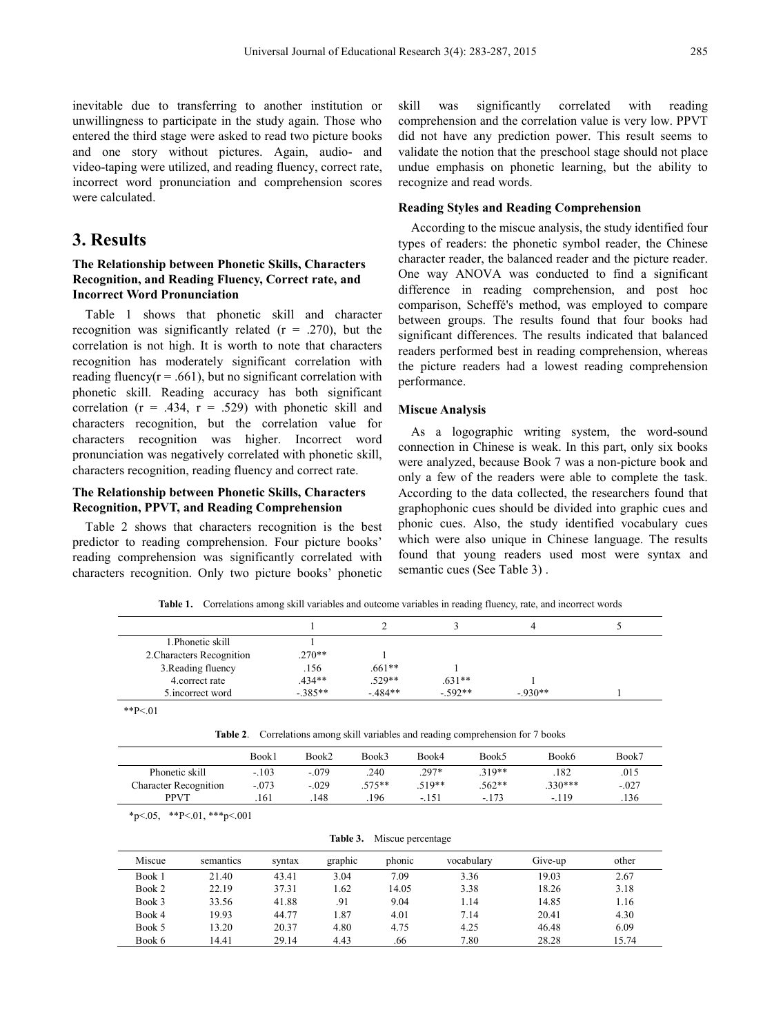inevitable due to transferring to another institution or unwillingness to participate in the study again. Those who entered the third stage were asked to read two picture books and one story without pictures. Again, audio- and video-taping were utilized, and reading fluency, correct rate, incorrect word pronunciation and comprehension scores were calculated.

# 3. Results

### The Relationship between Phonetic Skills, Characters Recognition, and Reading Fluency, Correct rate, and Incorrect Word Pronunciation

Table 1 shows that phonetic skill and character recognition was significantly related ($r = .270$), but the correlation is not high. It is worth to note that characters recognition has moderately significant correlation with reading fluency($r = .661$), but no significant correlation with phonetic skill. Reading accuracy has both significant correlation ($r = .434$, $r = .529$) with phonetic skill and characters recognition, but the correlation value for characters recognition was higher. Incorrect word pronunciation was negatively correlated with phonetic skill, characters recognition, reading fluency and correct rate.

### The Relationship between Phonetic Skills, Characters Recognition, PPVT, and Reading Comprehension

Table 2 shows that characters recognition is the best predictor to reading comprehension. Four picture books' reading comprehension was significantly correlated with characters recognition. Only two picture books' phonetic skill was significantly correlated with reading comprehension and the correlation value is very low. PPVT did not have any prediction power. This result seems to validate the notion that the preschool stage should not place undue emphasis on phonetic learning, but the ability to recognize and read words.

### Reading Styles and Reading Comprehension

According to the miscue analysis, the study identified four types of readers: the phonetic symbol reader, the Chinese character reader, the balanced reader and the picture reader. One way ANOVA was conducted to find a significant difference in reading comprehension, and post hoc comparison, Scheffé's method, was employed to compare between groups. The results found that four books had significant differences. The results indicated that balanced readers performed best in reading comprehension, whereas the picture readers had a lowest reading comprehension performance.

### Miscue Analysis

As a logographic writing system, the word-sound connection in Chinese is weak. In this part, only six books were analyzed, because Book 7 was a non-picture book and only a few of the readers were able to complete the task. According to the data collected, the researchers found that graphophonic cues should be divided into graphic cues and phonic cues. Also, the study identified vocabulary cues which were also unique in Chinese language. The results found that young readers used most were syntax and semantic cues (See Table 3) .

**Table 1.** Correlations among skill variables and outcome variables in reading fluency, rate, and incorrect words

| | 1 | 2 | 3 | 4 | 5 |
|---|---|---|---|---|---|
| 1.Phonetic skill | 1 | | | | |
| 2.Characters Recognition | .270** | 1 | | | |
| 3.Reading fluency | .156 | .661** | 1 | | |
| 4.correct rate | .434** | .529** | .631** | 1 | |
| 5.incorrect word | -.385** | -.484** | -.592** | -.930** | 1 |

**P<.01

**Table 2**. Correlations among skill variables and reading comprehension for 7 books

| | Book1 | Book2 | Book3 | Book4 | Book5 | Book6 | Book7 |
|---|---|---|---|---|---|---|---|
| Phonetic skill | -.103 | -.079 | .240 | .297* | .319** | .182 | .015 |
| Character Recognition | -.073 | -.029 | .575** | .519** | .562** | .330*** | -.027 |
| PPVT | .161 | .148 | .196 | -.151 | -.173 | -.119 | .136 |

*p<.05, **P<.01, ***p<.001

**Table 3.** Miscue percentage

| Miscue | semantics | syntax | graphic | phonic | vocabulary | Give-up | other |
|---|---|---|---|---|---|---|---|
| Book 1 | 21.40 | 43.41 | 3.04 | 7.09 | 3.36 | 19.03 | 2.67 |
| Book 2 | 22.19 | 37.31 | 1.62 | 14.05 | 3.38 | 18.26 | 3.18 |
| Book 3 | 33.56 | 41.88 | .91 | 9.04 | 1.14 | 14.85 | 1.16 |
| Book 4 | 19.93 | 44.77 | 1.87 | 4.01 | 7.14 | 20.41 | 4.30 |
| Book 5 | 13.20 | 20.37 | 4.80 | 4.75 | 4.25 | 46.48 | 6.09 |
| Book 6 | 14.41 | 29.14 | 4.43 | .66 | 7.80 | 28.28 | 15.74 |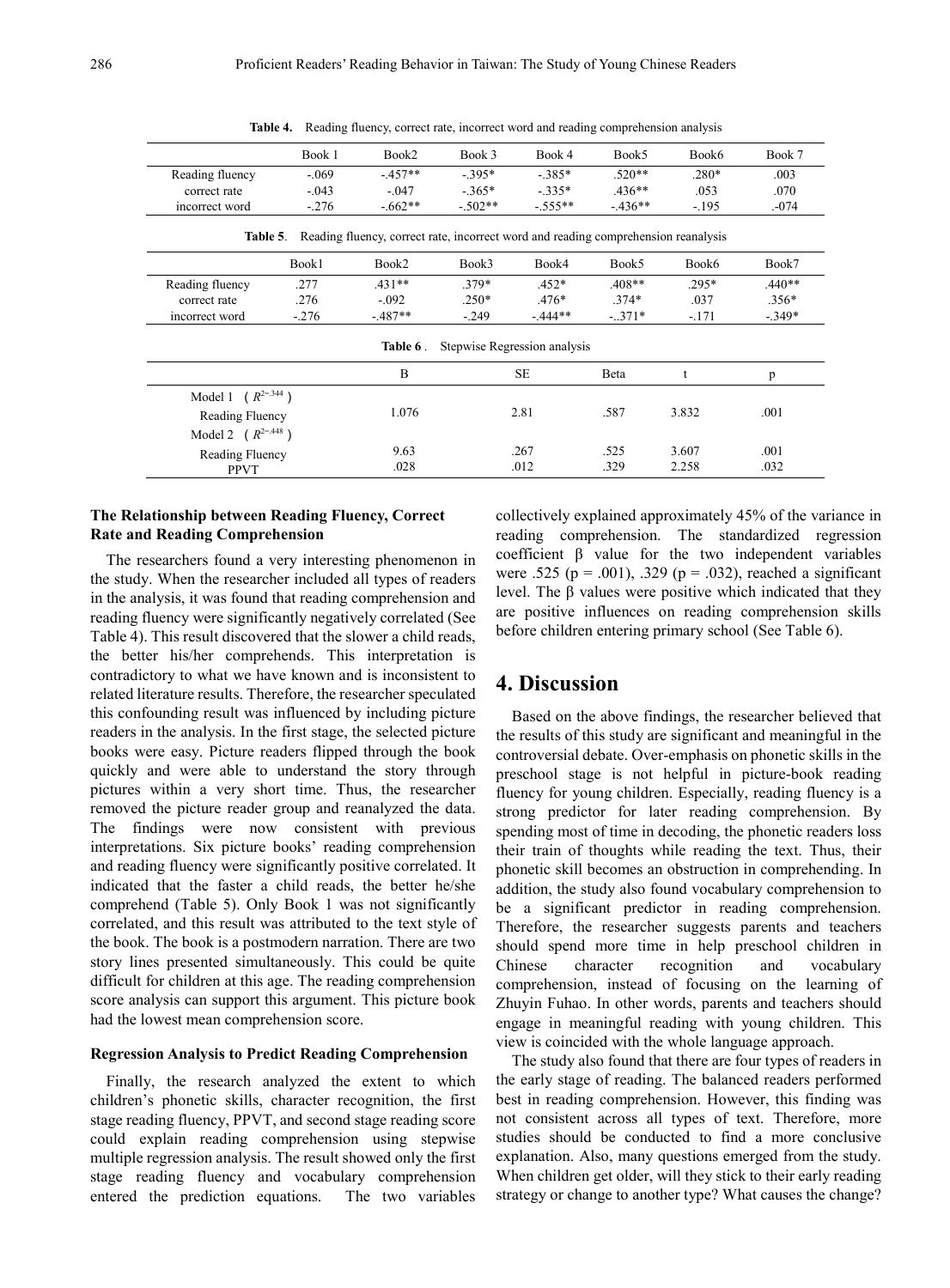**Table 4.** Reading fluency, correct rate, incorrect word and reading comprehension analysis

| | Book 1 | Book2 | Book 3 | Book 4 | Book5 | Book6 | Book 7 |
|---|---|---|---|---|---|---|---|
| Reading fluency | -.069 | -.457** | -.395* | -.385* | .520** | .280* | .003 |
| correct rate | -.043 | -.047 | -.365* | -.335* | .436** | .053 | .070 |
| incorrect word | -.276 | -.662** | -.502** | -.555** | -.436** | -.195 | .-074 |

**Table 5**. Reading fluency, correct rate, incorrect word and reading comprehension reanalysis

| | Book1 | Book2 | Book3 | Book4 | Book5 | Book6 | Book7 |
|---|---|---|---|---|---|---|---|
| Reading fluency | .277 | .431** | .379* | .452* | .408** | .295* | .440** |
| correct rate | .276 | -.092 | .250* | .476* | .374* | .037 | .356* |
| incorrect word | -.276 | -.487** | -.249 | -.444** | -..371* | -.171 | -.349* |

**Table 6** . Stepwise Regression analysis

| | B | SE | Beta | t | p |
|---|---|---|---|---|---|
| Model 1 ( $R^{2=.344}$ ) | | | | | |
| Reading Fluency | 1.076 | 2.81 | .587 | 3.832 | .001 |
| Model 2 ( $R^{2=.448}$ ) | | | | | |
| Reading Fluency | 9.63 | .267 | .525 | 3.607 | .001 |
| PPVT | .028 | .012 | .329 | 2.258 | .032 |

### The Relationship between Reading Fluency, Correct Rate and Reading Comprehension

The researchers found a very interesting phenomenon in the study. When the researcher included all types of readers in the analysis, it was found that reading comprehension and reading fluency were significantly negatively correlated (See Table 4). This result discovered that the slower a child reads, the better his/her comprehends. This interpretation is contradictory to what we have known and is inconsistent to related literature results. Therefore, the researcher speculated this confounding result was influenced by including picture readers in the analysis. In the first stage, the selected picture books were easy. Picture readers flipped through the book quickly and were able to understand the story through pictures within a very short time. Thus, the researcher removed the picture reader group and reanalyzed the data. The findings were now consistent with previous interpretations. Six picture books' reading comprehension and reading fluency were significantly positive correlated. It indicated that the faster a child reads, the better he/she comprehend (Table 5). Only Book 1 was not significantly correlated, and this result was attributed to the text style of the book. The book is a postmodern narration. There are two story lines presented simultaneously. This could be quite difficult for children at this age. The reading comprehension score analysis can support this argument. This picture book had the lowest mean comprehension score.

### Regression Analysis to Predict Reading Comprehension

Finally, the research analyzed the extent to which children's phonetic skills, character recognition, the first stage reading fluency, PPVT, and second stage reading score could explain reading comprehension using stepwise multiple regression analysis. The result showed only the first stage reading fluency and vocabulary comprehension entered the prediction equations. The two variables collectively explained approximately 45% of the variance in reading comprehension. The standardized regression coefficient β value for the two independent variables were .525 ($p = .001$), .329 ($p = .032$), reached a significant level. The β values were positive which indicated that they are positive influences on reading comprehension skills before children entering primary school (See Table 6).

## 4. Discussion

Based on the above findings, the researcher believed that the results of this study are significant and meaningful in the controversial debate. Over-emphasis on phonetic skills in the preschool stage is not helpful in picture-book reading fluency for young children. Especially, reading fluency is a strong predictor for later reading comprehension. By spending most of time in decoding, the phonetic readers loss their train of thoughts while reading the text. Thus, their phonetic skill becomes an obstruction in comprehending. In addition, the study also found vocabulary comprehension to be a significant predictor in reading comprehension. Therefore, the researcher suggests parents and teachers should spend more time in help preschool children in Chinese character recognition and vocabulary comprehension, instead of focusing on the learning of Zhuyin Fuhao. In other words, parents and teachers should engage in meaningful reading with young children. This view is coincided with the whole language approach.

The study also found that there are four types of readers in the early stage of reading. The balanced readers performed best in reading comprehension. However, this finding was not consistent across all types of text. Therefore, more studies should be conducted to find a more conclusive explanation. Also, many questions emerged from the study. When children get older, will they stick to their early reading strategy or change to another type? What causes the change?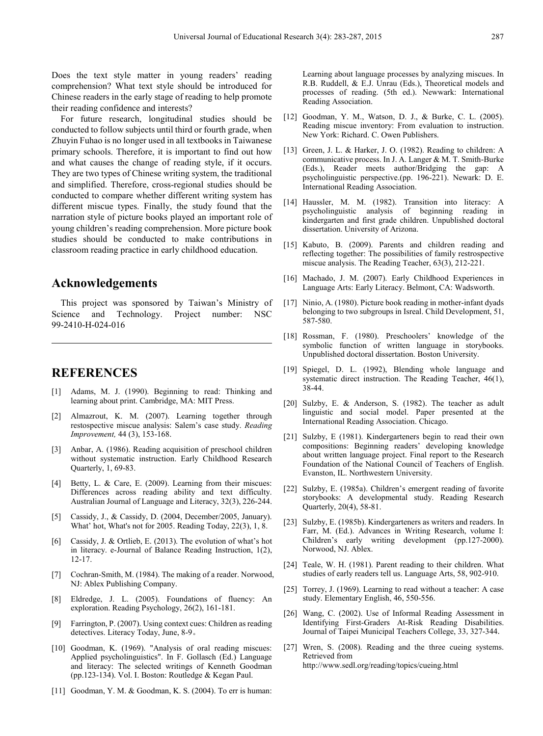Does the text style matter in young readers' reading comprehension? What text style should be introduced for Chinese readers in the early stage of reading to help promote their reading confidence and interests?

For future research, longitudinal studies should be conducted to follow subjects until third or fourth grade, when Zhuyin Fuhao is no longer used in all textbooks in Taiwanese primary schools. Therefore, it is important to find out how and what causes the change of reading style, if it occurs. They are two types of Chinese writing system, the traditional and simplified. Therefore, cross-regional studies should be conducted to compare whether different writing system has different miscue types. Finally, the study found that the narration style of picture books played an important role of young children's reading comprehension. More picture book studies should be conducted to make contributions in classroom reading practice in early childhood education.

## Acknowledgements

This project was sponsored by Taiwan's Ministry of Science and Technology. Project number: NSC 99-2410-H-024-016

## REFERENCES

[1] Adams, M. J. (1990). Beginning to read: Thinking and learning about print. Cambridge, MA: MIT Press.

[2] Almazrout, K. M. (2007). Learning together through restospective miscue analysis: Salem's case study. *Reading Improvement,* 44 (3), 153-168.

[3] Anbar, A. (1986). Reading acquisition of preschool children without systematic instruction. Early Childhood Research Quarterly, 1, 69-83.

[4] Betty, L. & Care, E. (2009). Learning from their miscues: Differences across reading ability and text difficulty. Australian Journal of Language and Literacy, 32(3), 226-244.

[5] Cassidy, J., & Cassidy, D. (2004, December/2005, January). What' hot, What's not for 2005. Reading Today, 22(3), 1, 8.

[6] Cassidy, J. & Ortlieb, E. (2013). The evolution of what's hot in literacy. e-Journal of Balance Reading Instruction, 1(2), 12-17.

[7] Cochran-Smith, M. (1984). The making of a reader. Norwood, NJ: Ablex Publishing Company.

[8] Eldredge, J. L. (2005). Foundations of fluency: An exploration. Reading Psychology, 26(2), 161-181.

[9] Farrington, P. (2007). Using context cues: Children as reading detectives. Literacy Today, June, 8-9。

[10] Goodman, K. (1969). "Analysis of oral reading miscues: Applied psycholinguistics". In F. Gollasch (Ed.) Language and literacy: The selected writings of Kenneth Goodman (pp.123-134). Vol. I. Boston: Routledge & Kegan Paul.

[11] Goodman, Y. M. & Goodman, K. S. (2004). To err is human: Learning about language processes by analyzing miscues. In R.B. Ruddell, & E.J. Unrau (Eds.), Theoretical models and processes of reading. (5th ed.). Newwark: International Reading Association.

[12] Goodman, Y. M., Watson, D. J., & Burke, C. L. (2005). Reading miscue inventory: From evaluation to instruction. New York: Richard. C. Owen Publishers.

[13] Green, J. L. & Harker, J. O. (1982). Reading to children: A communicative process. In J. A. Langer & M. T. Smith-Burke (Eds.), Reader meets author/Bridging the gap: A psycholinguistic perspective.(pp. 196-221). Newark: D. E. International Reading Association.

[14] Haussler, M. M. (1982). Transition into literacy: A psycholinguistic analysis of beginning reading in kindergarten and first grade children. Unpublished doctoral dissertation. University of Arizona.

[15] Kabuto, B. (2009). Parents and children reading and reflecting together: The possibilities of family restrospective miscue analysis. The Reading Teacher, 63(3), 212-221.

[16] Machado, J. M. (2007). Early Childhood Experiences in Language Arts: Early Literacy. Belmont, CA: Wadsworth.

[17] Ninio, A. (1980). Picture book reading in mother-infant dyads belonging to two subgroups in Isreal. Child Development, 51, 587-580.

[18] Rossman, F. (1980). Preschoolers' knowledge of the symbolic function of written language in storybooks. Unpublished doctoral dissertation. Boston University.

[19] Spiegel, D. L. (1992), Blending whole language and systematic direct instruction. The Reading Teacher, 46(1), 38-44.

[20] Sulzby, E. & Anderson, S. (1982). The teacher as adult linguistic and social model. Paper presented at the International Reading Association. Chicago.

[21] Sulzby, E (1981). Kindergarteners begin to read their own compositions: Beginning readers' developing knowledge about written language project. Final report to the Research Foundation of the National Council of Teachers of English. Evanston, IL. Northwestern University.

[22] Sulzby, E. (1985a). Children's emergent reading of favorite storybooks: A developmental study. Reading Research Quarterly, 20(4), 58-81.

[23] Sulzby, E. (1985b). Kindergarteners as writers and readers. In Farr, M. (Ed.). Advances in Writing Research, volume I: Children's early writing development (pp.127-2000). Norwood, NJ. Ablex.

[24] Teale, W. H. (1981). Parent reading to their children. What studies of early readers tell us. Language Arts, 58, 902-910.

[25] Torrey, J. (1969). Learning to read without a teacher: A case study. Elementary English, 46, 550-556.

[26] Wang, C. (2002). Use of Informal Reading Assessment in Identifying First-Graders At-Risk Reading Disabilities. Journal of Taipei Municipal Teachers College, 33, 327-344.

[27] Wren, S. (2008). Reading and the three cueing systems. Retrieved from http://www.sedl.org/reading/topics/cueing.html